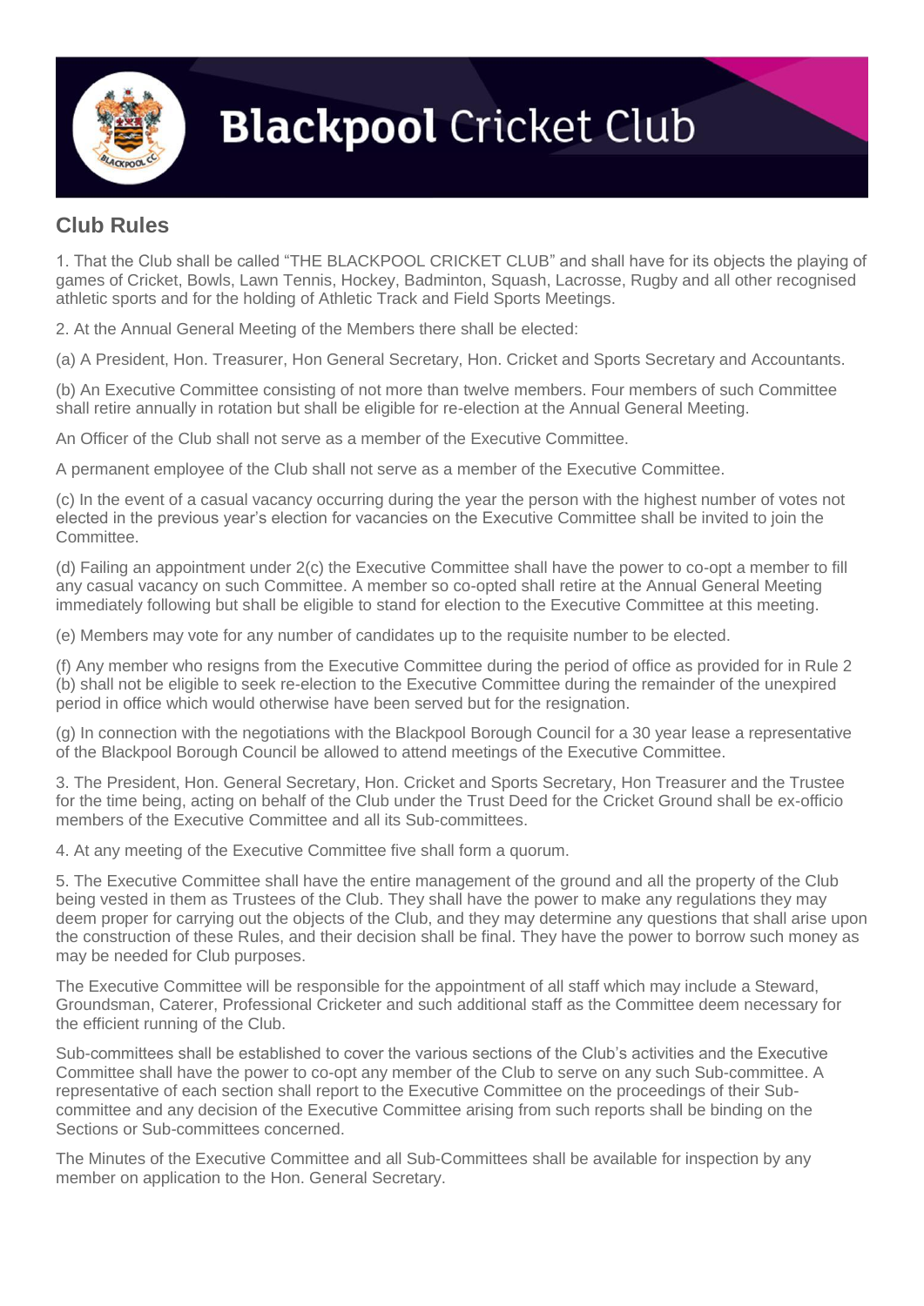# Blackpool Cricket Club

## Club Rules

1. That the Club shall be called "THE BLACKPOOL CRICKET CLUB" and shall have for its objects the playing of games of Cricket, Bowls, Lawn Tennis, Hockey, Badminton, Squash, Lacrosse, Rugby and all other recognised athletic sports and for the holding of Athletic Track and Field Sports Meetings.

2. At the Annual General Meeting of the Members there shall be elected:

(a) A President, Hon. Treasurer, Hon General Secretary, Hon. Cricket and Sports Secretary and Accountants.

(b) An Executive Committee consisting of not more than twelve members. Four members of such Committee shall retire annually in rotation but shall be eligible for re-election at the Annual General Meeting.

An Officer of the Club shall not serve as a member of the Executive Committee.

A permanent employee of the Club shall not serve as a member of the Executive Committee.

(c) In the event of a casual vacancy occurring during the year the person with the highest number of votes not elected in the previous year's election for vacancies on the Executive Committee shall be invited to join the Committee.

(d) Failing an appointment under 2(c) the Executive Committee shall have the power to co-opt a member to fill any casual vacancy on such Committee. A member so co-opted shall retire at the Annual General Meeting immediately following but shall be eligible to stand for election to the Executive Committee at this meeting.

(e) Members may vote for any number of candidates up to the requisite number to be elected.

(f) Any member who resigns from the Executive Committee during the period of office as provided for in Rule 2 (b) shall not be eligible to seek re-election to the Executive Committee during the remainder of the unexpired period in office which would otherwise have been served but for the resignation.

(g) In connection with the negotiations with the Blackpool Borough Council for a 30 year lease a representative of the Blackpool Borough Council be allowed to attend meetings of the Executive Committee.

3. The President, Hon. General Secretary, Hon. Cricket and Sports Secretary, Hon Treasurer and the Trustee for the time being, acting on behalf of the Club under the Trust Deed for the Cricket Ground shall be ex-officio members of the Executive Committee and all its Sub-committees.

4. At any meeting of the Executive Committee five shall form a quorum.

5. The Executive Committee shall have the entire management of the ground and all the property of the Club being vested in them as Trustees of the Club. They shall have the power to make any regulations they may deem proper for carrying out the objects of the Club, and they may determine any questions that shall arise upon the construction of these Rules, and their decision shall be final. They have the power to borrow such money as may be needed for Club purposes.

The Executive Committee will be responsible for the appointment of all staff which may include a Steward, Groundsman, Caterer, Professional Cricketer and such additional staff as the Committee deem necessary for the efficient running of the Club.

Sub-committees shall be established to cover the various sections of the Club's activities and the Executive Committee shall have the power to co-opt any member of the Club to serve on any such Sub-committee. A representative of each section shall report to the Executive Committee on the proceedings of their Sub-committee and any decision of the Executive Committee arising from such reports shall be binding on the Sections or Sub-committees concerned.

The Minutes of the Executive Committee and all Sub-Committees shall be available for inspection by any member on application to the Hon. General Secretary.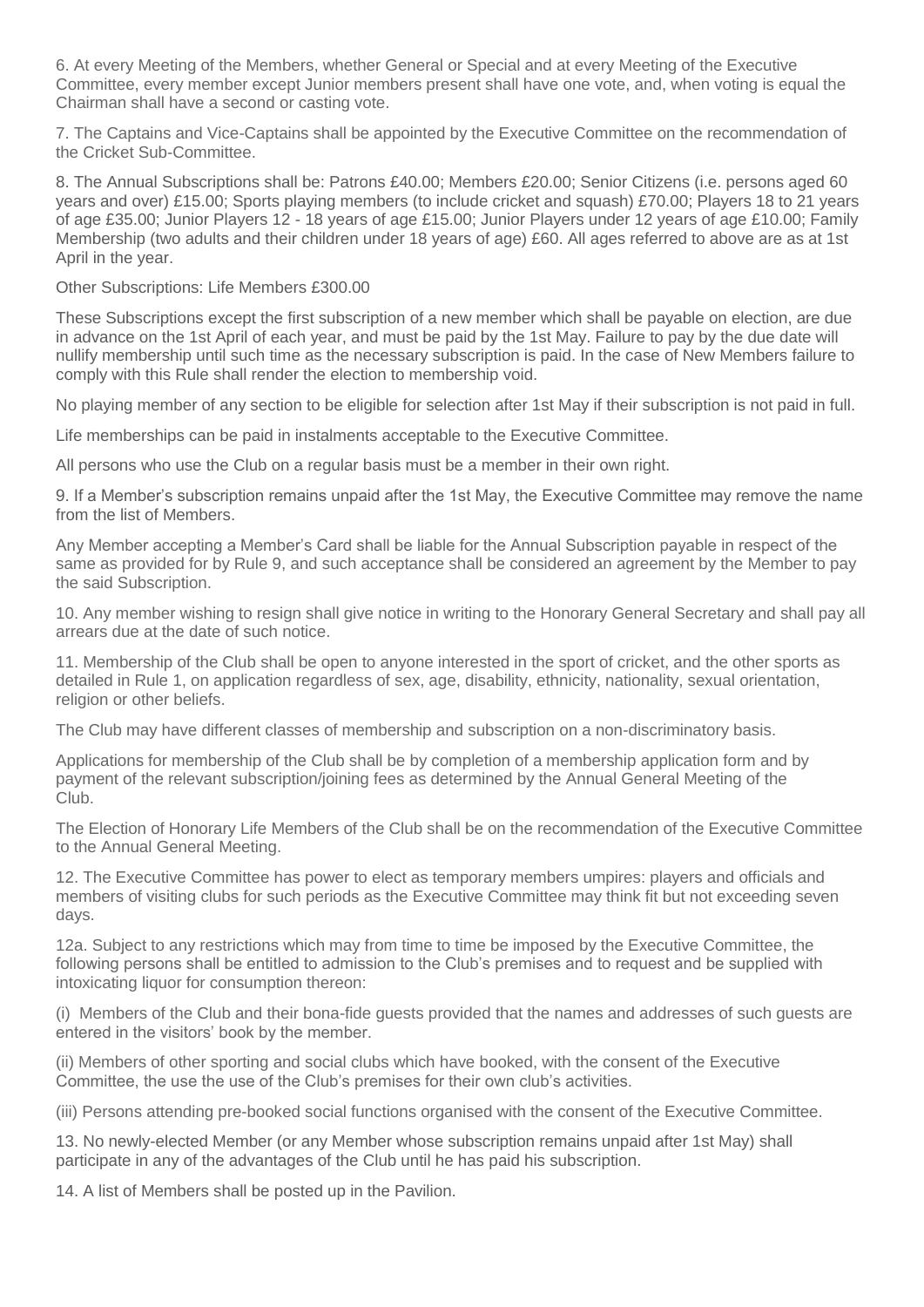6. At every Meeting of the Members, whether General or Special and at every Meeting of the Executive Committee, every member except Junior members present shall have one vote, and, when voting is equal the Chairman shall have a second or casting vote.

7. The Captains and Vice-Captains shall be appointed by the Executive Committee on the recommendation of the Cricket Sub-Committee.

8. The Annual Subscriptions shall be: Patrons £40.00; Members £20.00; Senior Citizens (i.e. persons aged 60 years and over) £15.00; Sports playing members (to include cricket and squash) £70.00; Players 18 to 21 years of age £35.00; Junior Players 12 - 18 years of age £15.00; Junior Players under 12 years of age £10.00; Family Membership (two adults and their children under 18 years of age) £60. All ages referred to above are as at 1st April in the year.

Other Subscriptions: Life Members £300.00

These Subscriptions except the first subscription of a new member which shall be payable on election, are due in advance on the 1st April of each year, and must be paid by the 1st May. Failure to pay by the due date will nullify membership until such time as the necessary subscription is paid. In the case of New Members failure to comply with this Rule shall render the election to membership void.

No playing member of any section to be eligible for selection after 1st May if their subscription is not paid in full.

Life memberships can be paid in instalments acceptable to the Executive Committee.

All persons who use the Club on a regular basis must be a member in their own right.

9. If a Member's subscription remains unpaid after the 1st May, the Executive Committee may remove the name from the list of Members.

Any Member accepting a Member's Card shall be liable for the Annual Subscription payable in respect of the same as provided for by Rule 9, and such acceptance shall be considered an agreement by the Member to pay the said Subscription.

10. Any member wishing to resign shall give notice in writing to the Honorary General Secretary and shall pay all arrears due at the date of such notice.

11. Membership of the Club shall be open to anyone interested in the sport of cricket, and the other sports as detailed in Rule 1, on application regardless of sex, age, disability, ethnicity, nationality, sexual orientation, religion or other beliefs.

The Club may have different classes of membership and subscription on a non-discriminatory basis.

Applications for membership of the Club shall be by completion of a membership application form and by payment of the relevant subscription/joining fees as determined by the Annual General Meeting of the Club.

The Election of Honorary Life Members of the Club shall be on the recommendation of the Executive Committee to the Annual General Meeting.

12. The Executive Committee has power to elect as temporary members umpires: players and officials and members of visiting clubs for such periods as the Executive Committee may think fit but not exceeding seven days.

12a. Subject to any restrictions which may from time to time be imposed by the Executive Committee, the following persons shall be entitled to admission to the Club's premises and to request and be supplied with intoxicating liquor for consumption thereon:

(i) Members of the Club and their bona-fide guests provided that the names and addresses of such guests are entered in the visitors' book by the member.

(ii) Members of other sporting and social clubs which have booked, with the consent of the Executive Committee, the use the use of the Club's premises for their own club's activities.

(iii) Persons attending pre-booked social functions organised with the consent of the Executive Committee.

13. No newly-elected Member (or any Member whose subscription remains unpaid after 1st May) shall participate in any of the advantages of the Club until he has paid his subscription.

14. A list of Members shall be posted up in the Pavilion.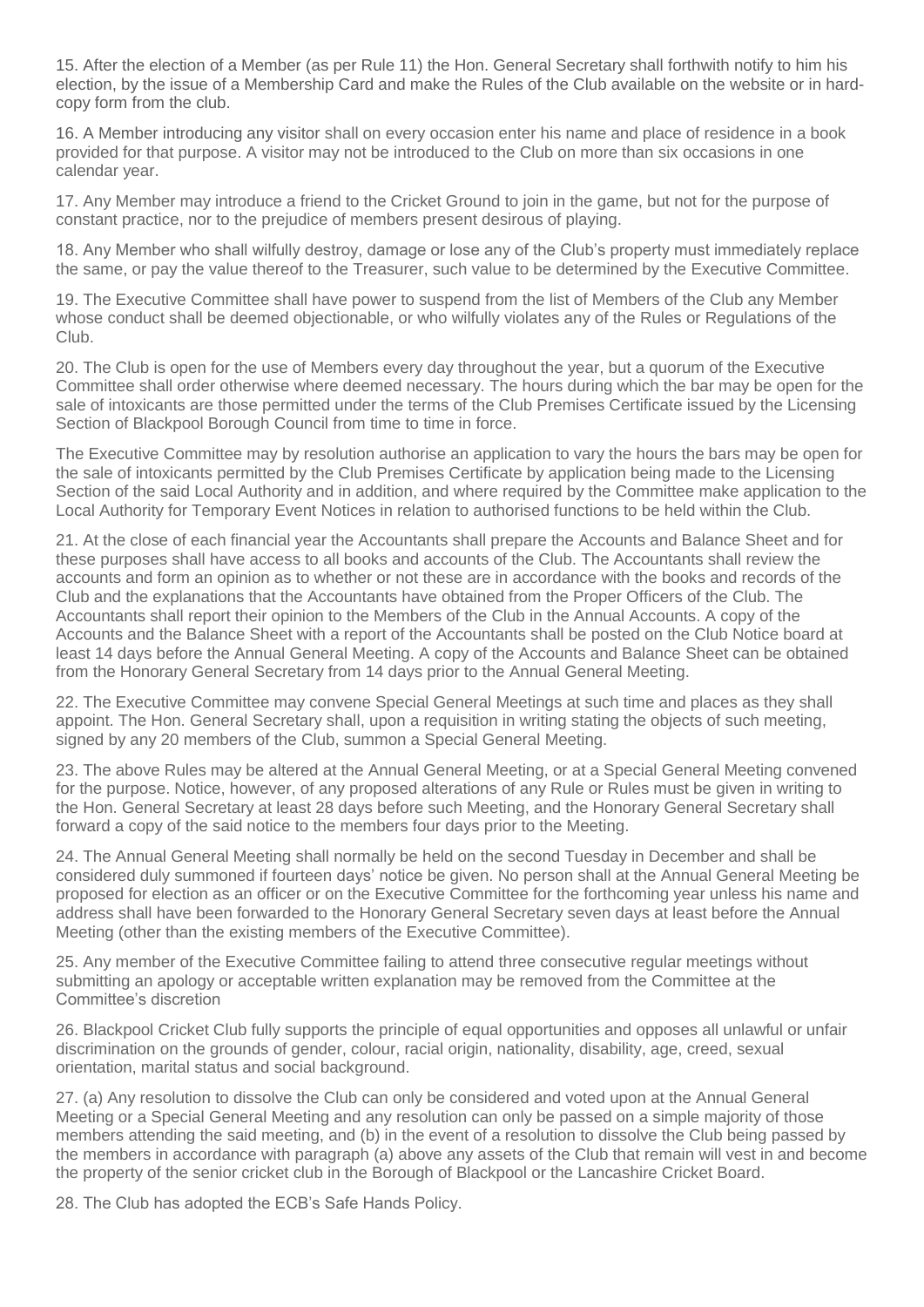15. After the election of a Member (as per Rule 11) the Hon. General Secretary shall forthwith notify to him his election, by the issue of a Membership Card and make the Rules of the Club available on the website or in hard-copy form from the club.

16. A Member introducing any visitor shall on every occasion enter his name and place of residence in a book provided for that purpose. A visitor may not be introduced to the Club on more than six occasions in one calendar year.

17. Any Member may introduce a friend to the Cricket Ground to join in the game, but not for the purpose of constant practice, nor to the prejudice of members present desirous of playing.

18. Any Member who shall wilfully destroy, damage or lose any of the Club's property must immediately replace the same, or pay the value thereof to the Treasurer, such value to be determined by the Executive Committee.

19. The Executive Committee shall have power to suspend from the list of Members of the Club any Member whose conduct shall be deemed objectionable, or who wilfully violates any of the Rules or Regulations of the Club.

20. The Club is open for the use of Members every day throughout the year, but a quorum of the Executive Committee shall order otherwise where deemed necessary. The hours during which the bar may be open for the sale of intoxicants are those permitted under the terms of the Club Premises Certificate issued by the Licensing Section of Blackpool Borough Council from time to time in force.

The Executive Committee may by resolution authorise an application to vary the hours the bars may be open for the sale of intoxicants permitted by the Club Premises Certificate by application being made to the Licensing Section of the said Local Authority and in addition, and where required by the Committee make application to the Local Authority for Temporary Event Notices in relation to authorised functions to be held within the Club.

21. At the close of each financial year the Accountants shall prepare the Accounts and Balance Sheet and for these purposes shall have access to all books and accounts of the Club. The Accountants shall review the accounts and form an opinion as to whether or not these are in accordance with the books and records of the Club and the explanations that the Accountants have obtained from the Proper Officers of the Club. The Accountants shall report their opinion to the Members of the Club in the Annual Accounts. A copy of the Accounts and the Balance Sheet with a report of the Accountants shall be posted on the Club Notice board at least 14 days before the Annual General Meeting. A copy of the Accounts and Balance Sheet can be obtained from the Honorary General Secretary from 14 days prior to the Annual General Meeting.

22. The Executive Committee may convene Special General Meetings at such time and places as they shall appoint. The Hon. General Secretary shall, upon a requisition in writing stating the objects of such meeting, signed by any 20 members of the Club, summon a Special General Meeting.

23. The above Rules may be altered at the Annual General Meeting, or at a Special General Meeting convened for the purpose. Notice, however, of any proposed alterations of any Rule or Rules must be given in writing to the Hon. General Secretary at least 28 days before such Meeting, and the Honorary General Secretary shall forward a copy of the said notice to the members four days prior to the Meeting.

24. The Annual General Meeting shall normally be held on the second Tuesday in December and shall be considered duly summoned if fourteen days' notice be given. No person shall at the Annual General Meeting be proposed for election as an officer or on the Executive Committee for the forthcoming year unless his name and address shall have been forwarded to the Honorary General Secretary seven days at least before the Annual Meeting (other than the existing members of the Executive Committee).

25. Any member of the Executive Committee failing to attend three consecutive regular meetings without submitting an apology or acceptable written explanation may be removed from the Committee at the Committee's discretion

26. Blackpool Cricket Club fully supports the principle of equal opportunities and opposes all unlawful or unfair discrimination on the grounds of gender, colour, racial origin, nationality, disability, age, creed, sexual orientation, marital status and social background.

27. (a) Any resolution to dissolve the Club can only be considered and voted upon at the Annual General Meeting or a Special General Meeting and any resolution can only be passed on a simple majority of those members attending the said meeting, and (b) in the event of a resolution to dissolve the Club being passed by the members in accordance with paragraph (a) above any assets of the Club that remain will vest in and become the property of the senior cricket club in the Borough of Blackpool or the Lancashire Cricket Board.

28. The Club has adopted the ECB's Safe Hands Policy.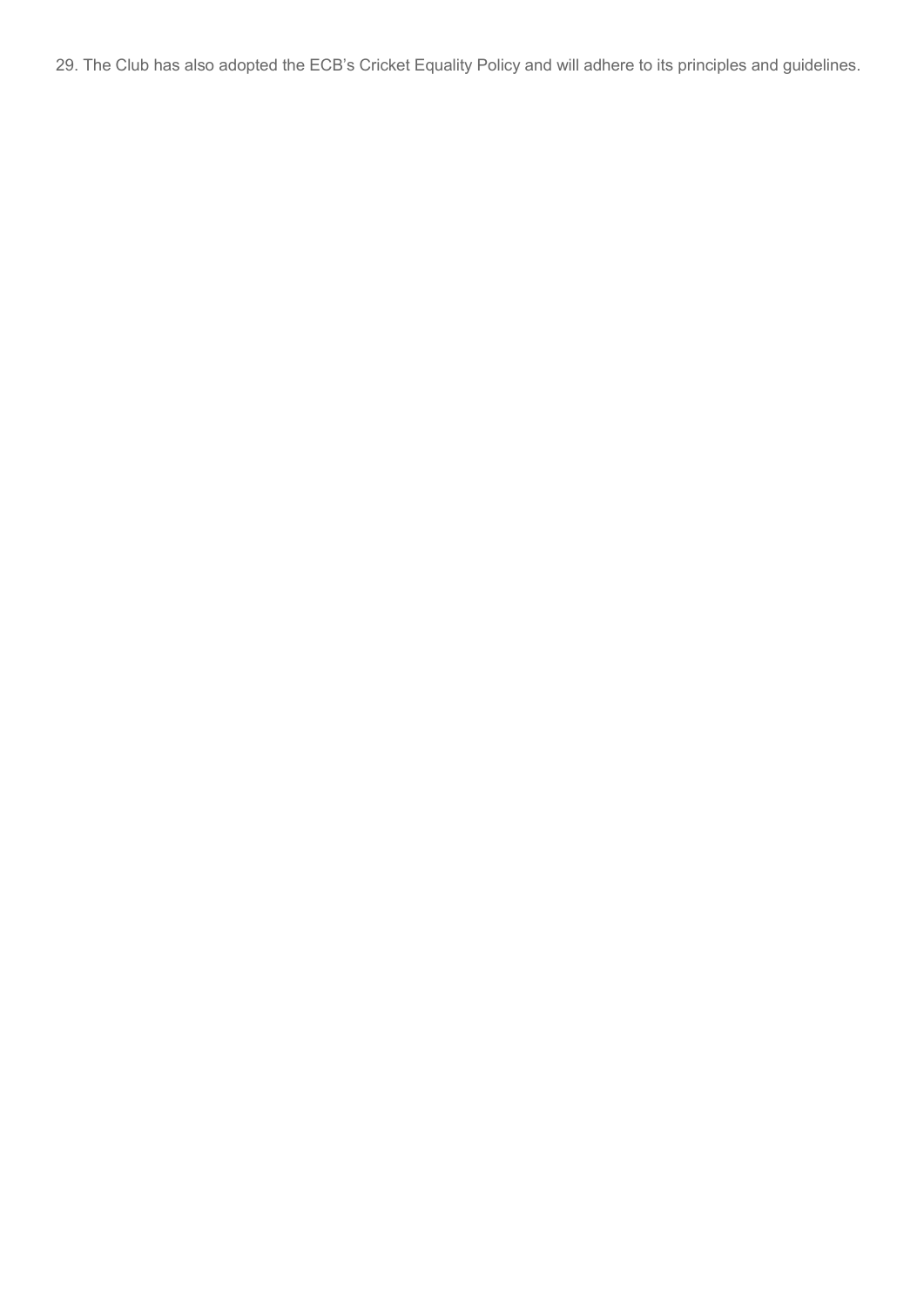29. The Club has also adopted the ECB's Cricket Equality Policy and will adhere to its principles and guidelines.